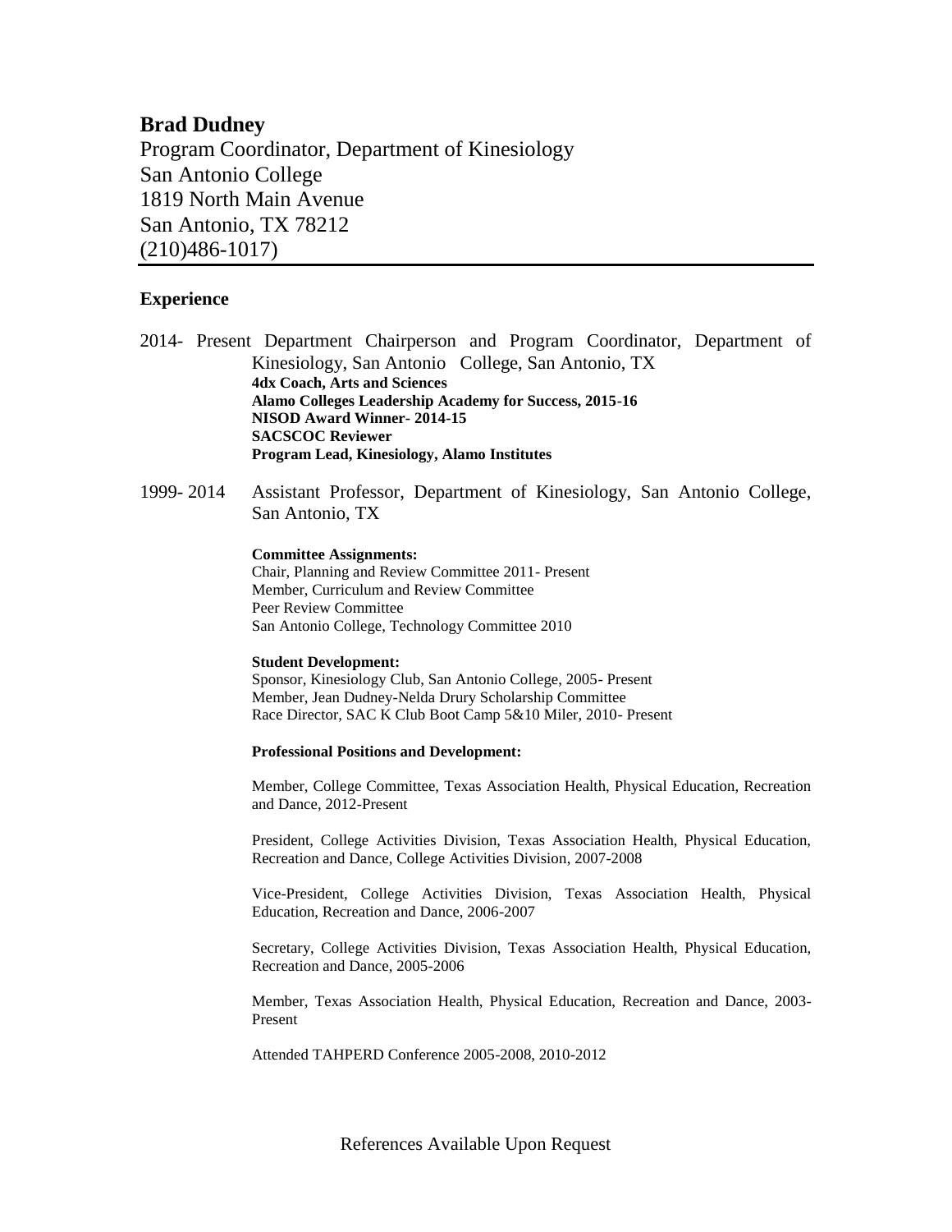# Brad Dudney

Program Coordinator, Department of Kinesiology
San Antonio College
1819 North Main Avenue
San Antonio, TX 78212
(210)486-1017)

---

## Experience

2014- Present Department Chairperson and Program Coordinator, Department of Kinesiology, San Antonio College, San Antonio, TX

**4dx Coach, Arts and Sciences**
**Alamo Colleges Leadership Academy for Success, 2015-16**
**NISOD Award Winner- 2014-15**
**SACSCOC Reviewer**
**Program Lead, Kinesiology, Alamo Institutes**

1999- 2014 Assistant Professor, Department of Kinesiology, San Antonio College, San Antonio, TX

**Committee Assignments:**
Chair, Planning and Review Committee 2011- Present
Member, Curriculum and Review Committee
Peer Review Committee
San Antonio College, Technology Committee 2010

**Student Development:**
Sponsor, Kinesiology Club, San Antonio College, 2005- Present
Member, Jean Dudney-Nelda Drury Scholarship Committee
Race Director, SAC K Club Boot Camp 5&10 Miler, 2010- Present

**Professional Positions and Development:**

Member, College Committee, Texas Association Health, Physical Education, Recreation and Dance, 2012-Present

President, College Activities Division, Texas Association Health, Physical Education, Recreation and Dance, College Activities Division, 2007-2008

Vice-President, College Activities Division, Texas Association Health, Physical Education, Recreation and Dance, 2006-2007

Secretary, College Activities Division, Texas Association Health, Physical Education, Recreation and Dance, 2005-2006

Member, Texas Association Health, Physical Education, Recreation and Dance, 2003-Present

Attended TAHPERD Conference 2005-2008, 2010-2012

References Available Upon Request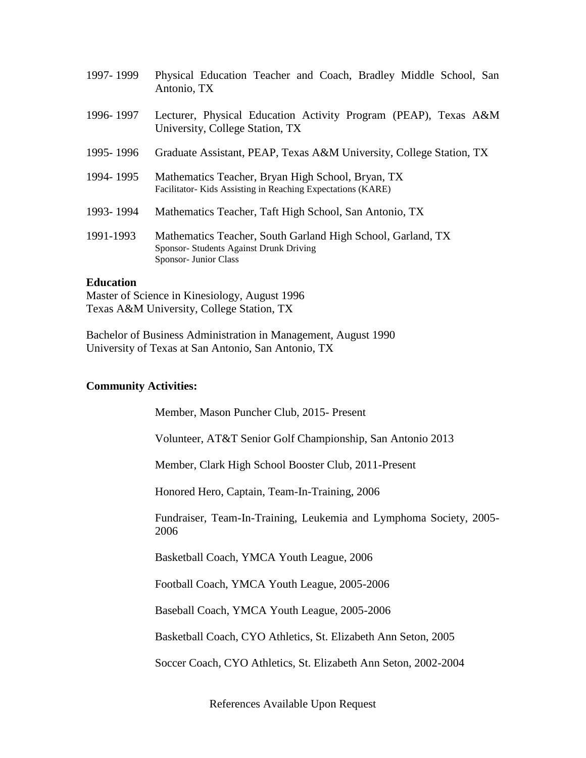1997- 1999 Physical Education Teacher and Coach, Bradley Middle School, San Antonio, TX

1996- 1997 Lecturer, Physical Education Activity Program (PEAP), Texas A&M University, College Station, TX

1995- 1996 Graduate Assistant, PEAP, Texas A&M University, College Station, TX

1994- 1995 Mathematics Teacher, Bryan High School, Bryan, TX
Facilitator- Kids Assisting in Reaching Expectations (KARE)

1993- 1994 Mathematics Teacher, Taft High School, San Antonio, TX

1991-1993 Mathematics Teacher, South Garland High School, Garland, TX
Sponsor- Students Against Drunk Driving
Sponsor- Junior Class

**Education**

Master of Science in Kinesiology, August 1996
Texas A&M University, College Station, TX

Bachelor of Business Administration in Management, August 1990
University of Texas at San Antonio, San Antonio, TX

**Community Activities:**

Member, Mason Puncher Club, 2015- Present

Volunteer, AT&T Senior Golf Championship, San Antonio 2013

Member, Clark High School Booster Club, 2011-Present

Honored Hero, Captain, Team-In-Training, 2006

Fundraiser, Team-In-Training, Leukemia and Lymphoma Society, 2005-2006

Basketball Coach, YMCA Youth League, 2006

Football Coach, YMCA Youth League, 2005-2006

Baseball Coach, YMCA Youth League, 2005-2006

Basketball Coach, CYO Athletics, St. Elizabeth Ann Seton, 2005

Soccer Coach, CYO Athletics, St. Elizabeth Ann Seton, 2002-2004

References Available Upon Request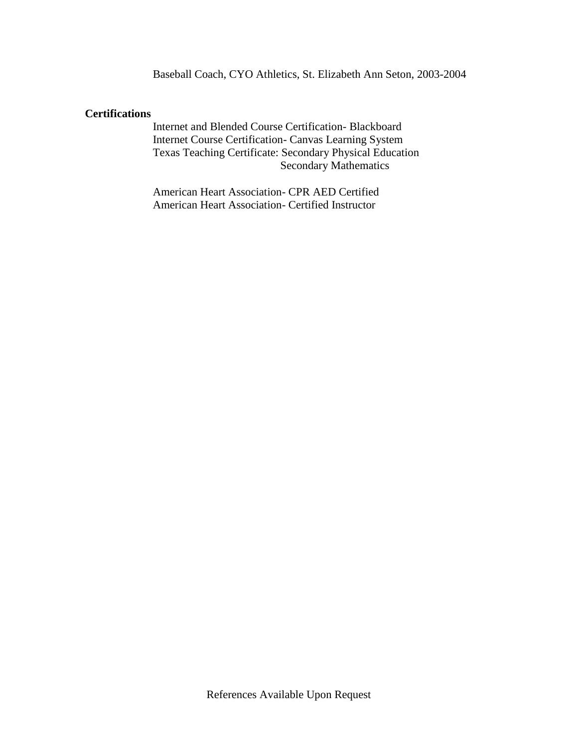Baseball Coach, CYO Athletics, St. Elizabeth Ann Seton, 2003-2004

**Certifications**

Internet and Blended Course Certification- Blackboard
Internet Course Certification- Canvas Learning System
Texas Teaching Certificate: Secondary Physical Education
Secondary Mathematics

American Heart Association- CPR AED Certified
American Heart Association- Certified Instructor

References Available Upon Request